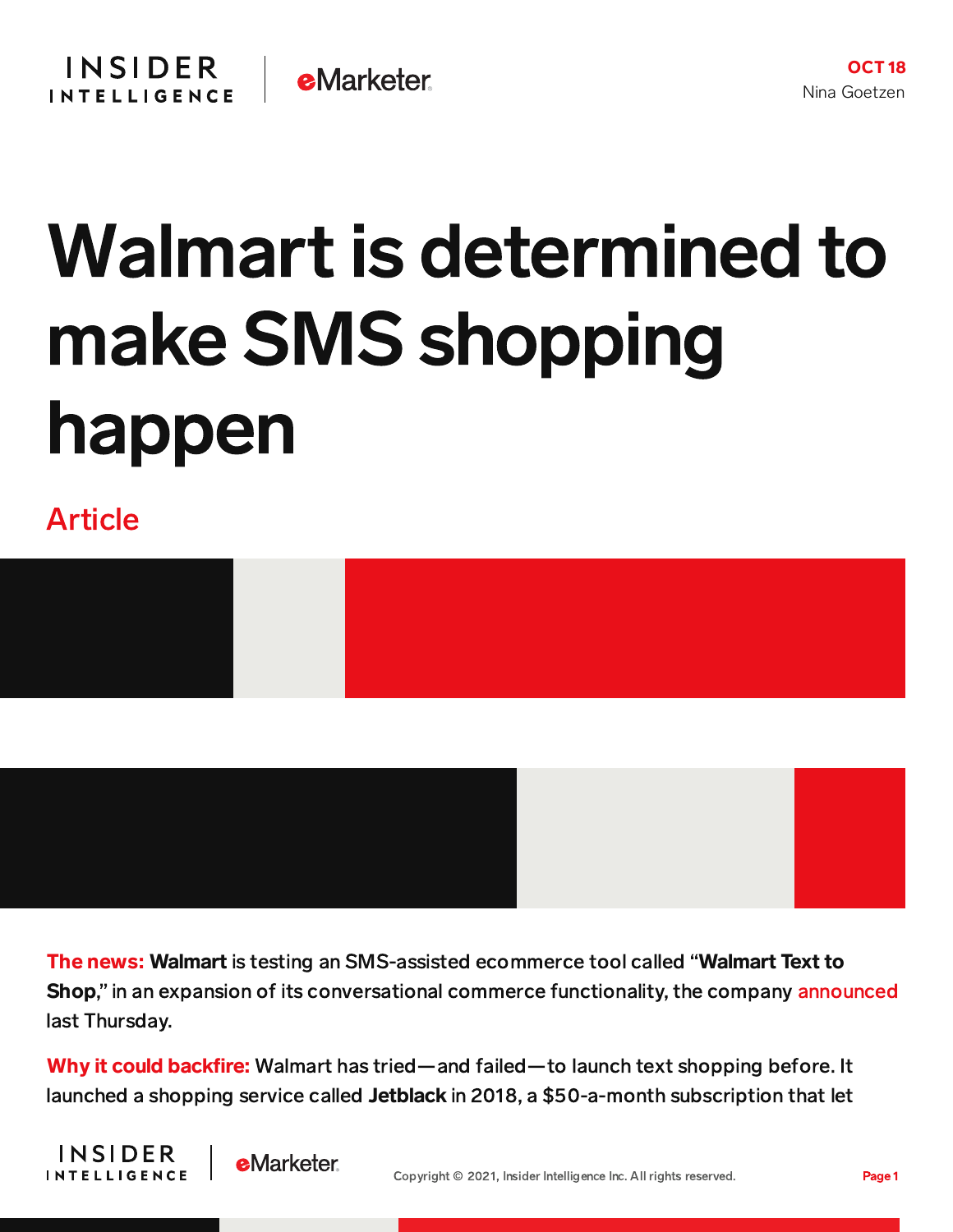OCT 18
Nina Goetzen

# Walmart is determined to make SMS shopping happen

Article

**The news:** **Walmart** is testing an SMS-assisted ecommerce tool called "**Walmart Text to Shop**," in an expansion of its conversational commerce functionality, the company announced last Thursday.

**Why it could backfire:** Walmart has tried—and failed—to launch text shopping before. It launched a shopping service called **Jetblack** in 2018, a $50-a-month subscription that let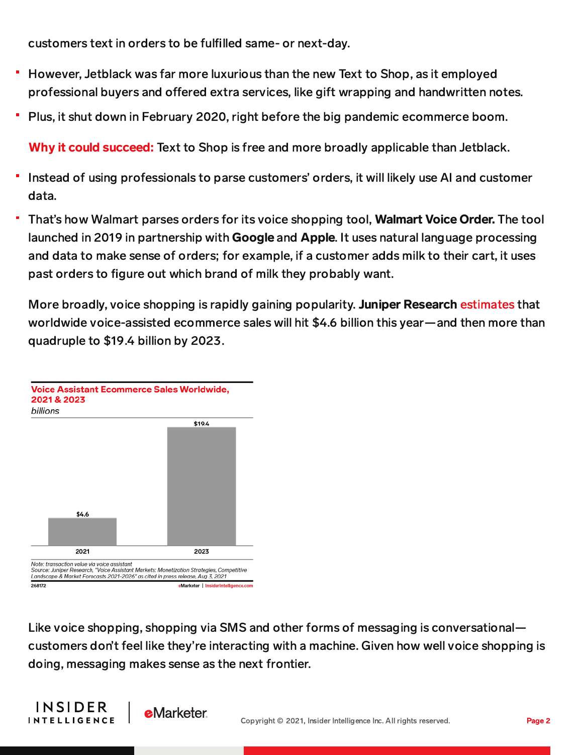customers text in orders to be fulfilled same- or next-day.

- However, Jetblack was far more luxurious than the new Text to Shop, as it employed professional buyers and offered extra services, like gift wrapping and handwritten notes.
- Plus, it shut down in February 2020, right before the big pandemic ecommerce boom.

**Why it could succeed:** Text to Shop is free and more broadly applicable than Jetblack.

- Instead of using professionals to parse customers' orders, it will likely use AI and customer data.
- That's how Walmart parses orders for its voice shopping tool, **Walmart Voice Order.** The tool launched in 2019 in partnership with **Google** and **Apple**. It uses natural language processing and data to make sense of orders; for example, if a customer adds milk to their cart, it uses past orders to figure out which brand of milk they probably want.

More broadly, voice shopping is rapidly gaining popularity. **Juniper Research** estimates that worldwide voice-assisted ecommerce sales will hit $4.6 billion this year—and then more than quadruple to $19.4 billion by 2023.

**Voice Assistant Ecommerce Sales Worldwide, 2021 & 2023**

*billions*

| Year | Sales |
|---|---|
| 2021 | $4.6 |
| 2023 | $19.4 |

*Note: transaction value via voice assistant*
*Source: Juniper Research, "Voice Assistant Markets: Monetization Strategies, Competitive Landscape & Market Forecasts 2021-2026" as cited in press release, Aug 3, 2021*
268172 — eMarketer | InsiderIntelligence.com

Like voice shopping, shopping via SMS and other forms of messaging is conversational—customers don't feel like they're interacting with a machine. Given how well voice shopping is doing, messaging makes sense as the next frontier.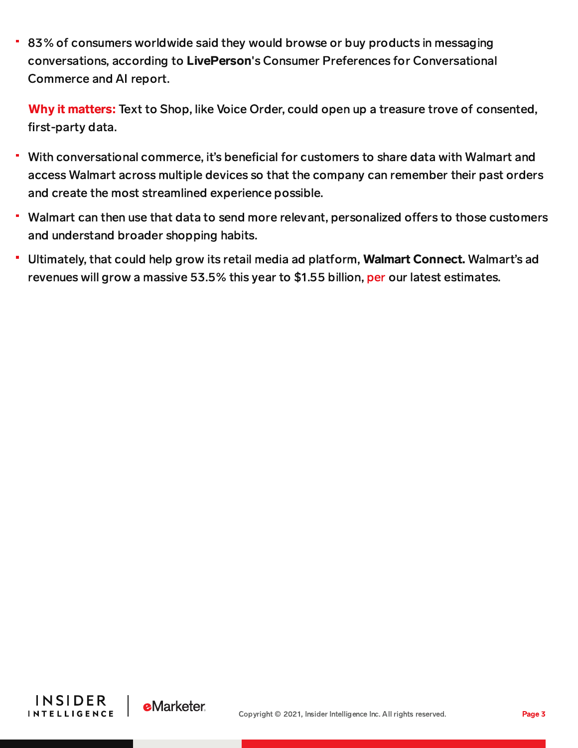- 83% of consumers worldwide said they would browse or buy products in messaging conversations, according to **LivePerson**'s Consumer Preferences for Conversational Commerce and AI report.

**Why it matters:** Text to Shop, like Voice Order, could open up a treasure trove of consented, first-party data.

- With conversational commerce, it's beneficial for customers to share data with Walmart and access Walmart across multiple devices so that the company can remember their past orders and create the most streamlined experience possible.
- Walmart can then use that data to send more relevant, personalized offers to those customers and understand broader shopping habits.
- Ultimately, that could help grow its retail media ad platform, **Walmart Connect.** Walmart's ad revenues will grow a massive 53.5% this year to $1.55 billion, per our latest estimates.